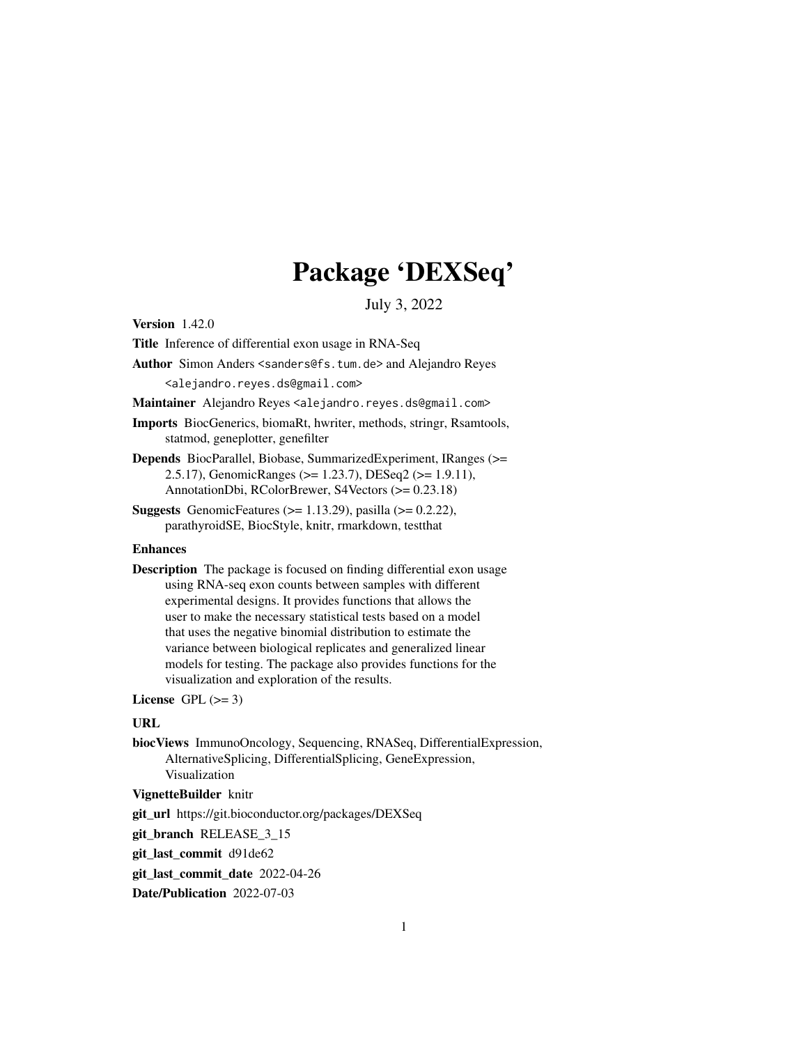# Package 'DEXSeq'

July 3, 2022

**Version** 1.42.0

**Title** Inference of differential exon usage in RNA-Seq

**Author** Simon Anders <sanders@fs.tum.de> and Alejandro Reyes <alejandro.reyes.ds@gmail.com>

**Maintainer** Alejandro Reyes <alejandro.reyes.ds@gmail.com>

**Imports** BiocGenerics, biomaRt, hwriter, methods, stringr, Rsamtools, statmod, geneplotter, genefilter

**Depends** BiocParallel, Biobase, SummarizedExperiment, IRanges (>= 2.5.17), GenomicRanges (>= 1.23.7), DESeq2 (>= 1.9.11), AnnotationDbi, RColorBrewer, S4Vectors (>= 0.23.18)

**Suggests** GenomicFeatures (>= 1.13.29), pasilla (>= 0.2.22), parathyroidSE, BiocStyle, knitr, rmarkdown, testthat

**Enhances**

**Description** The package is focused on finding differential exon usage using RNA-seq exon counts between samples with different experimental designs. It provides functions that allows the user to make the necessary statistical tests based on a model that uses the negative binomial distribution to estimate the variance between biological replicates and generalized linear models for testing. The package also provides functions for the visualization and exploration of the results.

**License** GPL (>= 3)

**URL**

**biocViews** ImmunoOncology, Sequencing, RNASeq, DifferentialExpression, AlternativeSplicing, DifferentialSplicing, GeneExpression, Visualization

**VignetteBuilder** knitr

**git_url** https://git.bioconductor.org/packages/DEXSeq

**git_branch** RELEASE_3_15

**git_last_commit** d91de62

**git_last_commit_date** 2022-04-26

**Date/Publication** 2022-07-03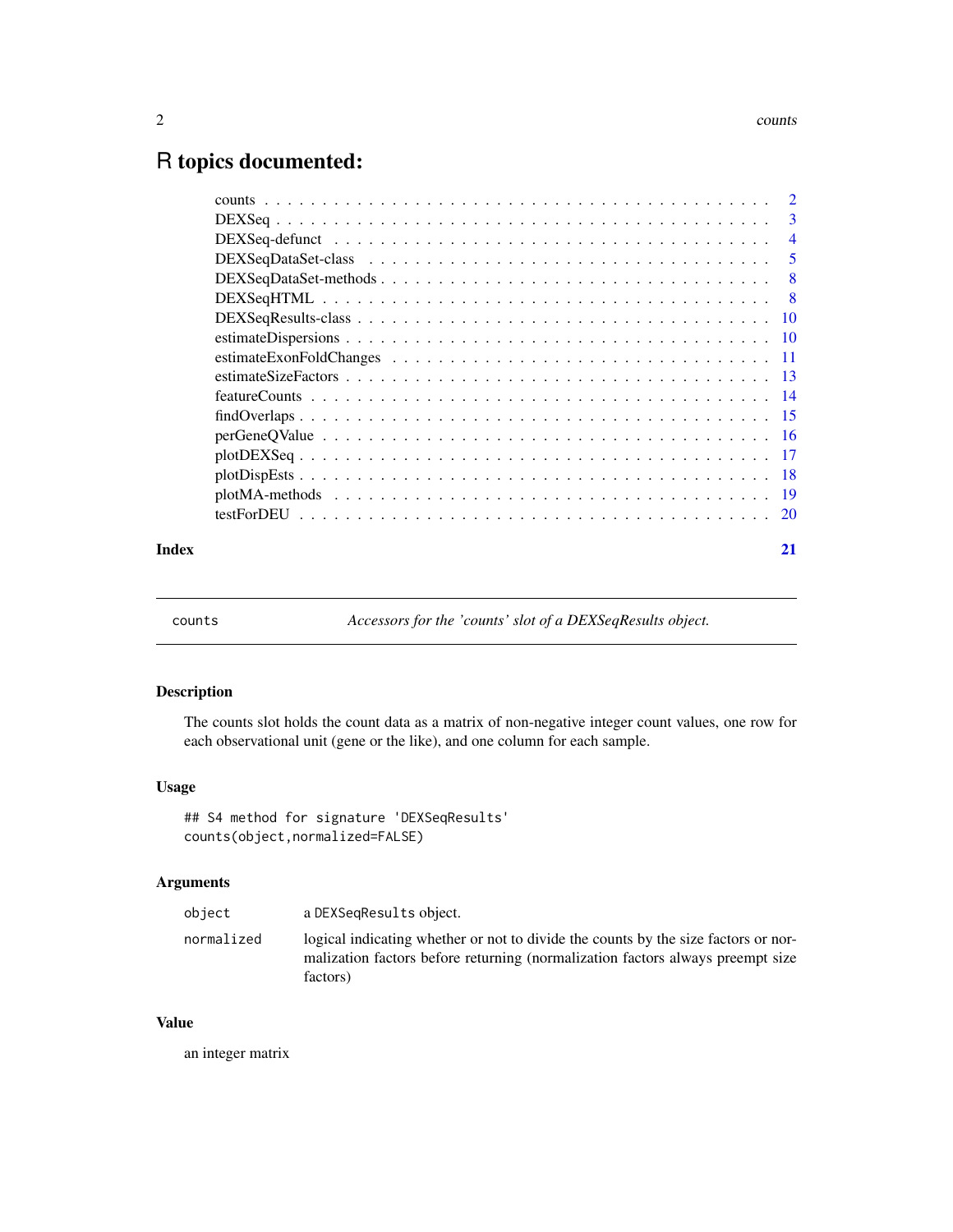# R topics documented:

| | |
|---|---|
| counts | 2 |
| DEXSeq | 3 |
| DEXSeq-defunct | 4 |
| DEXSeqDataSet-class | 5 |
| DEXSeqDataSet-methods | 8 |
| DEXSeqHTML | 8 |
| DEXSeqResults-class | 10 |
| estimateDispersions | 10 |
| estimateExonFoldChanges | 11 |
| estimateSizeFactors | 13 |
| featureCounts | 14 |
| findOverlaps | 15 |
| perGeneQValue | 16 |
| plotDEXSeq | 17 |
| plotDispEsts | 18 |
| plotMA-methods | 19 |
| testForDEU | 20 |
| **Index** | **21** |

---

`counts` — *Accessors for the 'counts' slot of a DEXSeqResults object.*

---

## Description

The counts slot holds the count data as a matrix of non-negative integer count values, one row for each observational unit (gene or the like), and one column for each sample.

## Usage

```
## S4 method for signature 'DEXSeqResults'
counts(object,normalized=FALSE)
```

## Arguments

| | |
|---|---|
| `object` | a `DEXSeqResults` object. |
| `normalized` | logical indicating whether or not to divide the counts by the size factors or normalization factors before returning (normalization factors always preempt size factors) |

## Value

an integer matrix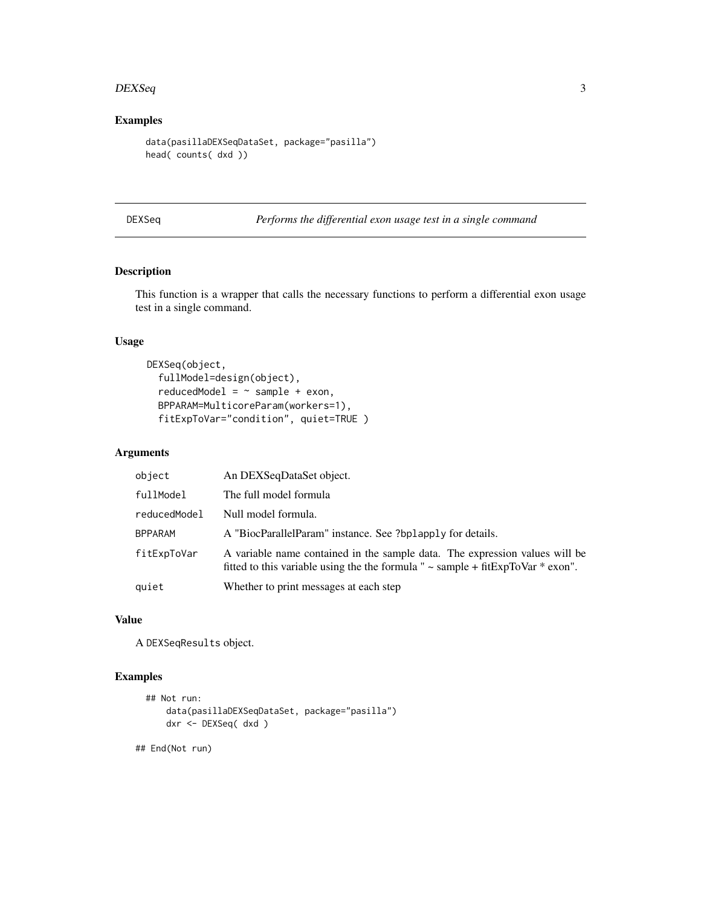## Examples

```
data(pasillaDEXSeqDataSet, package="pasilla")
head( counts( dxd ))
```

---

## DEXSeq — *Performs the differential exon usage test in a single command*

---

### Description

This function is a wrapper that calls the necessary functions to perform a differential exon usage test in a single command.

### Usage

```
DEXSeq(object,
  fullModel=design(object),
  reducedModel = ~ sample + exon,
  BPPARAM=MulticoreParam(workers=1),
  fitExpToVar="condition", quiet=TRUE )
```

### Arguments

| | |
|---|---|
| `object` | An DEXSeqDataSet object. |
| `fullModel` | The full model formula |
| `reducedModel` | Null model formula. |
| `BPPARAM` | A "BiocParallelParam" instance. See `?bplapply` for details. |
| `fitExpToVar` | A variable name contained in the sample data. The expression values will be fitted to this variable using the the formula " ~ sample + fitExpToVar * exon". |
| `quiet` | Whether to print messages at each step |

### Value

A `DEXSeqResults` object.

### Examples

```
## Not run:
    data(pasillaDEXSeqDataSet, package="pasilla")
    dxr <- DEXSeq( dxd )

## End(Not run)
```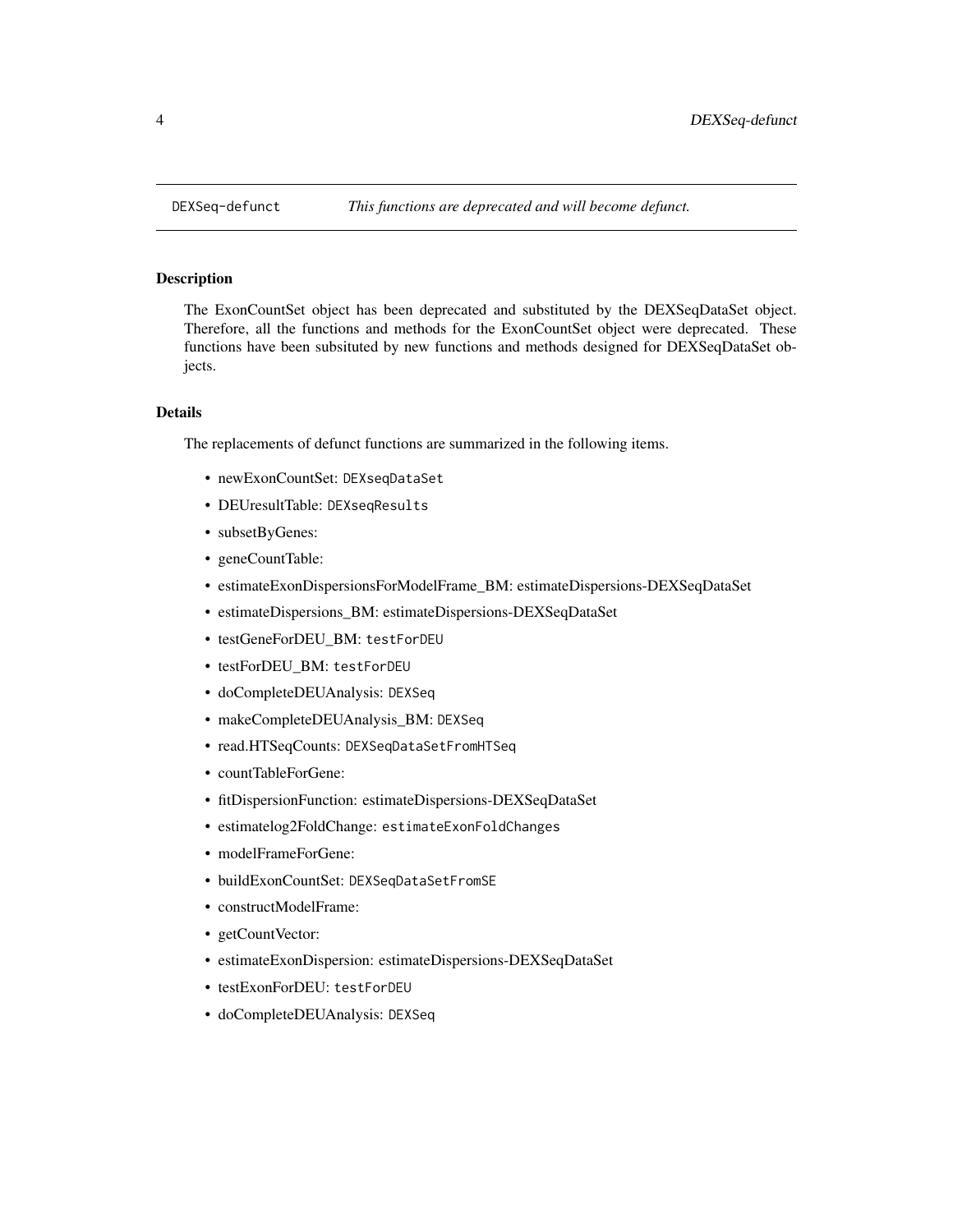DEXSeq-defunct *This functions are deprecated and will become defunct.*

## Description

The ExonCountSet object has been deprecated and substituted by the DEXSeqDataSet object. Therefore, all the functions and methods for the ExonCountSet object were deprecated. These functions have been subsituted by new functions and methods designed for DEXSeqDataSet objects.

## Details

The replacements of defunct functions are summarized in the following items.

- newExonCountSet: `DEXseqDataSet`
- DEUresultTable: `DEXseqResults`
- subsetByGenes:
- geneCountTable:
- estimateExonDispersionsForModelFrame_BM: estimateDispersions-DEXSeqDataSet
- estimateDispersions_BM: estimateDispersions-DEXSeqDataSet
- testGeneForDEU_BM: `testForDEU`
- testForDEU_BM: `testForDEU`
- doCompleteDEUAnalysis: `DEXSeq`
- makeCompleteDEUAnalysis_BM: `DEXSeq`
- read.HTSeqCounts: `DEXSeqDataSetFromHTSeq`
- countTableForGene:
- fitDispersionFunction: estimateDispersions-DEXSeqDataSet
- estimatelog2FoldChange: `estimateExonFoldChanges`
- modelFrameForGene:
- buildExonCountSet: `DEXSeqDataSetFromSE`
- constructModelFrame:
- getCountVector:
- estimateExonDispersion: estimateDispersions-DEXSeqDataSet
- testExonForDEU: `testForDEU`
- doCompleteDEUAnalysis: `DEXSeq`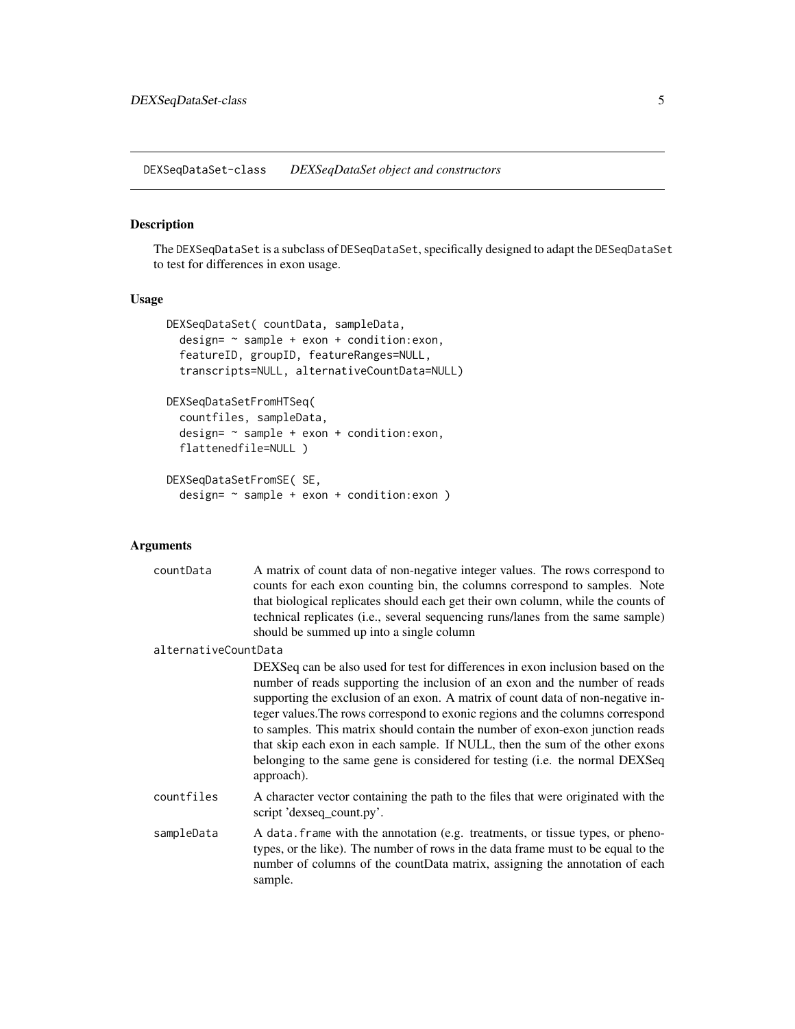## DEXSeqDataSet-class *DEXSeqDataSet object and constructors*

### Description

The DEXSeqDataSet is a subclass of DESeqDataSet, specifically designed to adapt the DESeqDataSet to test for differences in exon usage.

### Usage

```
DEXSeqDataSet( countData, sampleData,
  design= ~ sample + exon + condition:exon,
  featureID, groupID, featureRanges=NULL,
  transcripts=NULL, alternativeCountData=NULL)

DEXSeqDataSetFromHTSeq(
  countfiles, sampleData,
  design= ~ sample + exon + condition:exon,
  flattenedfile=NULL )

DEXSeqDataSetFromSE( SE,
  design= ~ sample + exon + condition:exon )
```

### Arguments

- `countData` A matrix of count data of non-negative integer values. The rows correspond to counts for each exon counting bin, the columns correspond to samples. Note that biological replicates should each get their own column, while the counts of technical replicates (i.e., several sequencing runs/lanes from the same sample) should be summed up into a single column
- `alternativeCountData` DEXSeq can be also used for test for differences in exon inclusion based on the number of reads supporting the inclusion of an exon and the number of reads supporting the exclusion of an exon. A matrix of count data of non-negative integer values.The rows correspond to exonic regions and the columns correspond to samples. This matrix should contain the number of exon-exon junction reads that skip each exon in each sample. If NULL, then the sum of the other exons belonging to the same gene is considered for testing (i.e. the normal DEXSeq approach).
- `countfiles` A character vector containing the path to the files that were originated with the script 'dexseq_count.py'.
- `sampleData` A data.frame with the annotation (e.g. treatments, or tissue types, or phenotypes, or the like). The number of rows in the data frame must to be equal to the number of columns of the countData matrix, assigning the annotation of each sample.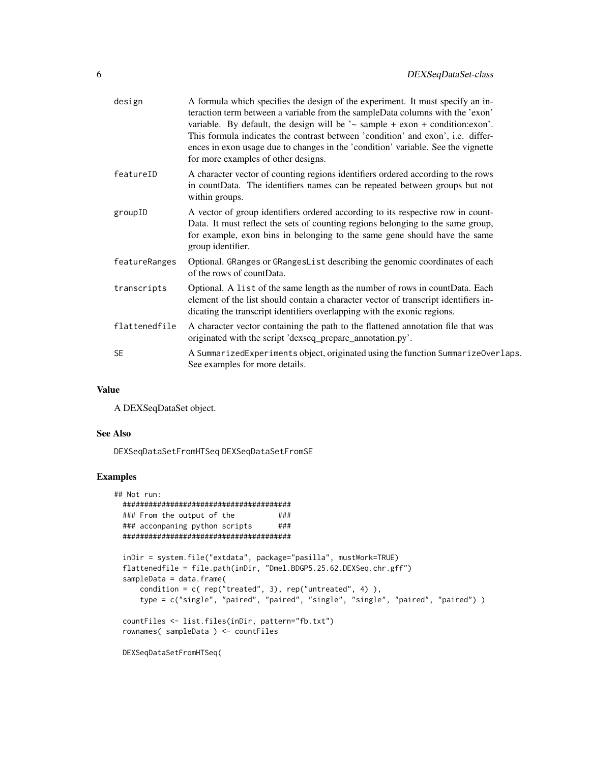| | |
|---|---|
| design | A formula which specifies the design of the experiment. It must specify an interaction term between a variable from the sampleData columns with the 'exon' variable. By default, the design will be '~ sample + exon + condition:exon'. This formula indicates the contrast between 'condition' and exon', i.e. differences in exon usage due to changes in the 'condition' variable. See the vignette for more examples of other designs. |
| featureID | A character vector of counting regions identifiers ordered according to the rows in countData. The identifiers names can be repeated between groups but not within groups. |
| groupID | A vector of group identifiers ordered according to its respective row in countData. It must reflect the sets of counting regions belonging to the same group, for example, exon bins in belonging to the same gene should have the same group identifier. |
| featureRanges | Optional. GRanges or GRangesList describing the genomic coordinates of each of the rows of countData. |
| transcripts | Optional. A list of the same length as the number of rows in countData. Each element of the list should contain a character vector of transcript identifiers indicating the transcript identifiers overlapping with the exonic regions. |
| flattenedfile | A character vector containing the path to the flattened annotation file that was originated with the script 'dexseq_prepare_annotation.py'. |
| SE | A SummarizedExperiments object, originated using the function SummarizeOverlaps. See examples for more details. |

## Value

A DEXSeqDataSet object.

## See Also

DEXSeqDataSetFromHTSeq DEXSeqDataSetFromSE

## Examples

```
## Not run:
  #######################################
  ### From the output of the          ###
  ### acconpaning python scripts      ###
  #######################################

  inDir = system.file("extdata", package="pasilla", mustWork=TRUE)
  flattenedfile = file.path(inDir, "Dmel.BDGP5.25.62.DEXSeq.chr.gff")
  sampleData = data.frame(
      condition = c( rep("treated", 3), rep("untreated", 4) ),
      type = c("single", "paired", "paired", "single", "single", "paired", "paired") )

  countFiles <- list.files(inDir, pattern="fb.txt")
  rownames( sampleData ) <- countFiles

  DEXSeqDataSetFromHTSeq(
```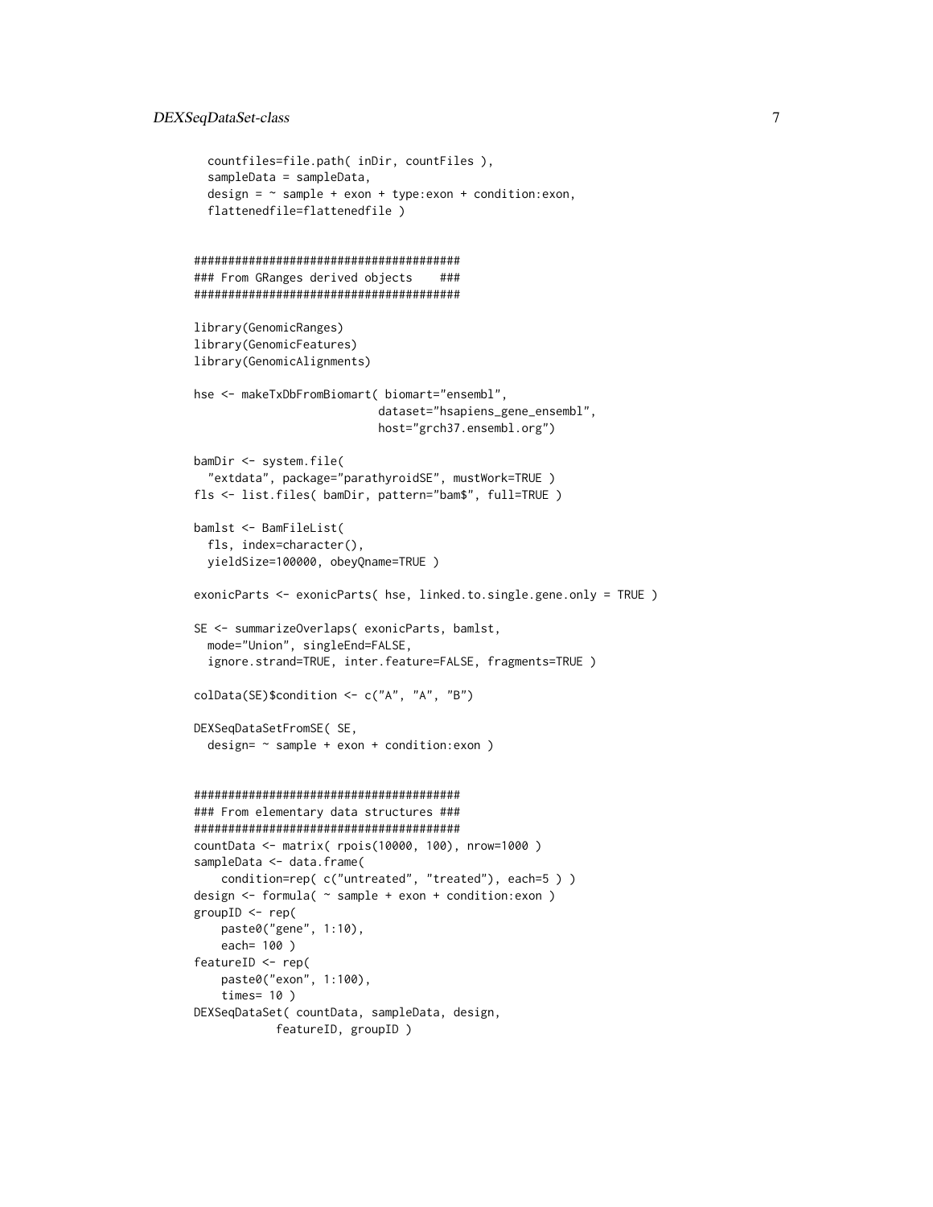```
  countfiles=file.path( inDir, countFiles ),
  sampleData = sampleData,
  design = ~ sample + exon + type:exon + condition:exon,
  flattenedfile=flattenedfile )


#######################################
### From GRanges derived objects    ###
#######################################

library(GenomicRanges)
library(GenomicFeatures)
library(GenomicAlignments)

hse <- makeTxDbFromBiomart( biomart="ensembl",
                           dataset="hsapiens_gene_ensembl",
                           host="grch37.ensembl.org")

bamDir <- system.file(
  "extdata", package="parathyroidSE", mustWork=TRUE )
fls <- list.files( bamDir, pattern="bam$", full=TRUE )

bamlst <- BamFileList(
  fls, index=character(),
  yieldSize=100000, obeyQname=TRUE )

exonicParts <- exonicParts( hse, linked.to.single.gene.only = TRUE )

SE <- summarizeOverlaps( exonicParts, bamlst,
  mode="Union", singleEnd=FALSE,
  ignore.strand=TRUE, inter.feature=FALSE, fragments=TRUE )

colData(SE)$condition <- c("A", "A", "B")

DEXSeqDataSetFromSE( SE,
  design= ~ sample + exon + condition:exon )


#######################################
### From elementary data structures ###
#######################################
countData <- matrix( rpois(10000, 100), nrow=1000 )
sampleData <- data.frame(
    condition=rep( c("untreated", "treated"), each=5 ) )
design <- formula( ~ sample + exon + condition:exon )
groupID <- rep(
    paste0("gene", 1:10),
    each= 100 )
featureID <- rep(
    paste0("exon", 1:100),
    times= 10 )
DEXSeqDataSet( countData, sampleData, design,
            featureID, groupID )
```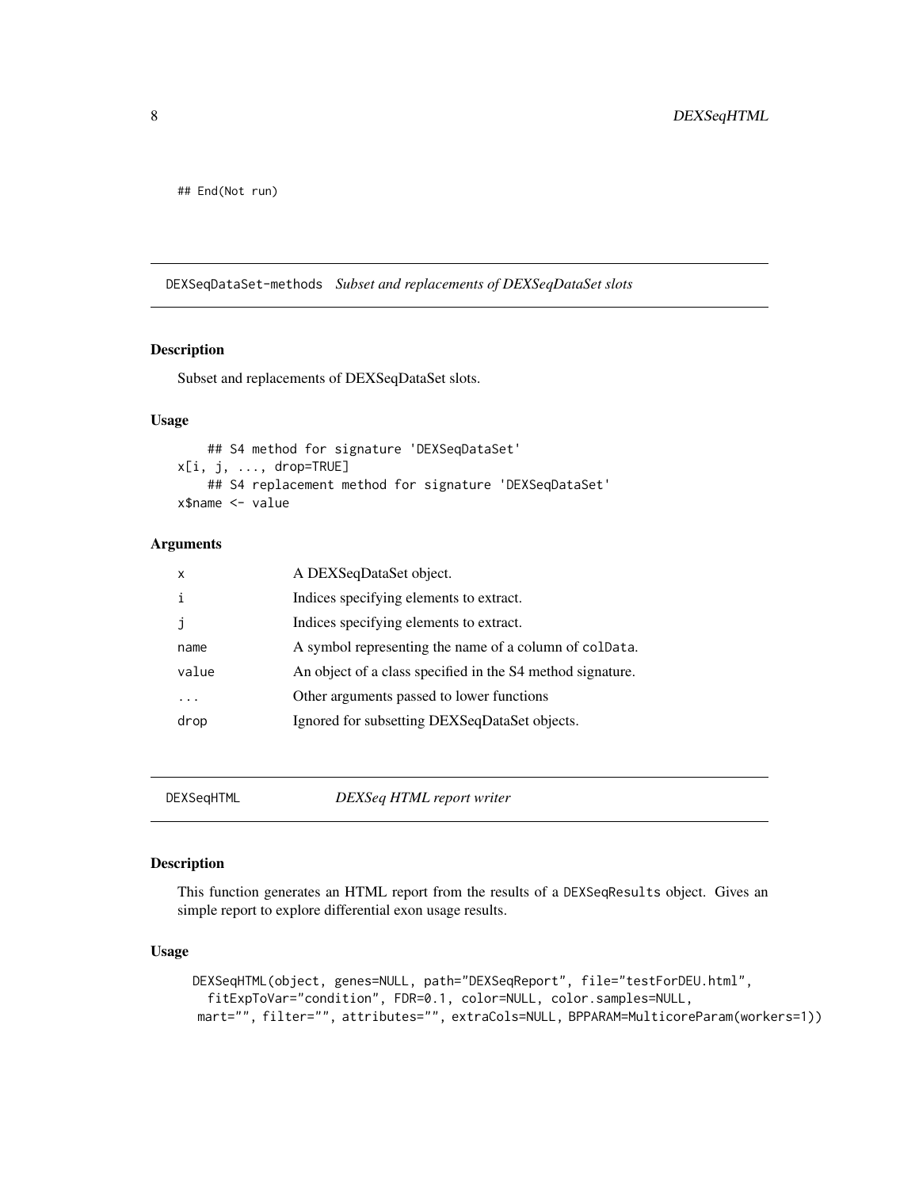```
## End(Not run)
```

## DEXSeqDataSet-methods *Subset and replacements of DEXSeqDataSet slots*

### Description

Subset and replacements of DEXSeqDataSet slots.

### Usage

```
    ## S4 method for signature 'DEXSeqDataSet'
x[i, j, ..., drop=TRUE]
    ## S4 replacement method for signature 'DEXSeqDataSet'
x$name <- value
```

### Arguments

| | |
|---|---|
| x | A DEXSeqDataSet object. |
| i | Indices specifying elements to extract. |
| j | Indices specifying elements to extract. |
| name | A symbol representing the name of a column of colData. |
| value | An object of a class specified in the S4 method signature. |
| ... | Other arguments passed to lower functions |
| drop | Ignored for subsetting DEXSeqDataSet objects. |

## DEXSeqHTML *DEXSeq HTML report writer*

### Description

This function generates an HTML report from the results of a DEXSeqResults object. Gives an simple report to explore differential exon usage results.

### Usage

```
DEXSeqHTML(object, genes=NULL, path="DEXSeqReport", file="testForDEU.html",
  fitExpToVar="condition", FDR=0.1, color=NULL, color.samples=NULL,
 mart="", filter="", attributes="", extraCols=NULL, BPPARAM=MulticoreParam(workers=1))
```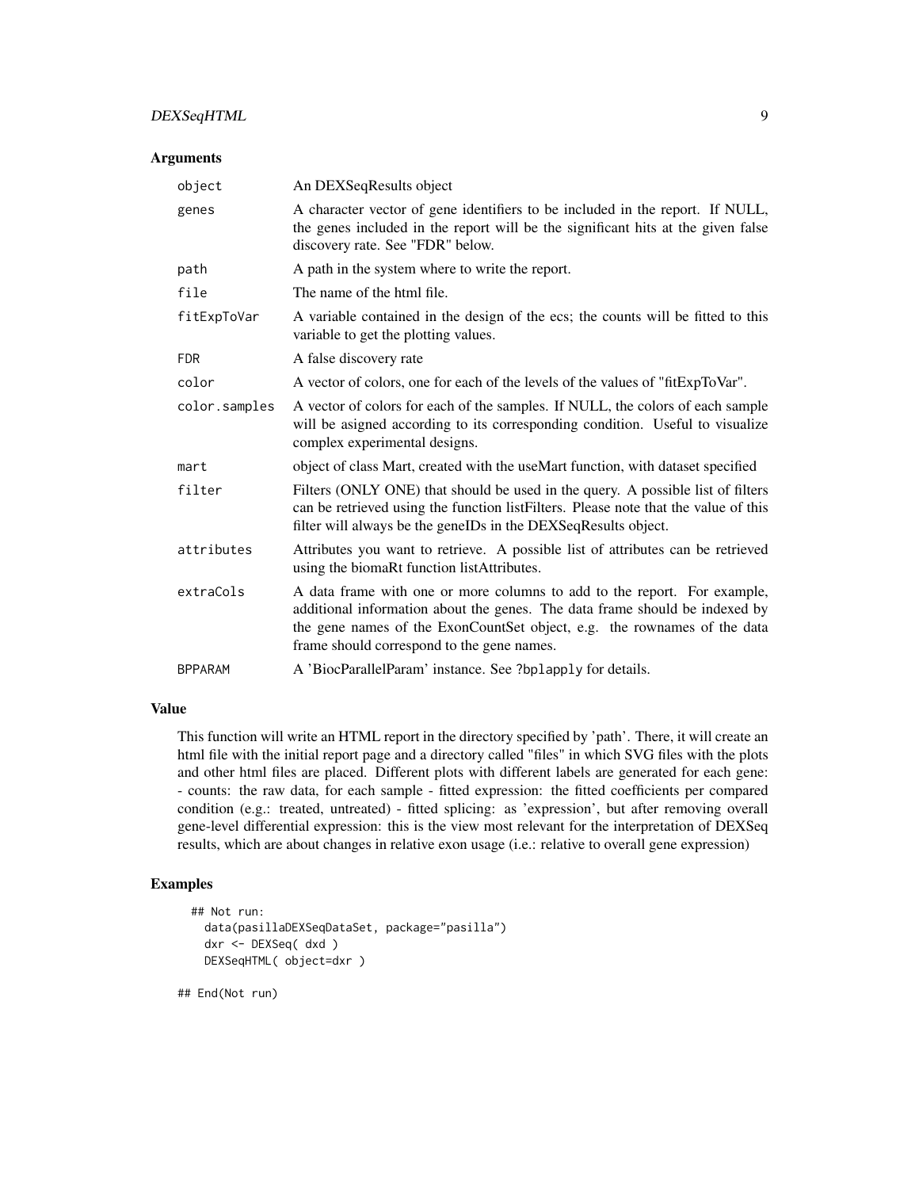### Arguments

| | |
|---|---|
| `object` | An DEXSeqResults object |
| `genes` | A character vector of gene identifiers to be included in the report. If NULL, the genes included in the report will be the significant hits at the given false discovery rate. See "FDR" below. |
| `path` | A path in the system where to write the report. |
| `file` | The name of the html file. |
| `fitExpToVar` | A variable contained in the design of the ecs; the counts will be fitted to this variable to get the plotting values. |
| `FDR` | A false discovery rate |
| `color` | A vector of colors, one for each of the levels of the values of "fitExpToVar". |
| `color.samples` | A vector of colors for each of the samples. If NULL, the colors of each sample will be asigned according to its corresponding condition. Useful to visualize complex experimental designs. |
| `mart` | object of class Mart, created with the useMart function, with dataset specified |
| `filter` | Filters (ONLY ONE) that should be used in the query. A possible list of filters can be retrieved using the function listFilters. Please note that the value of this filter will always be the geneIDs in the DEXSeqResults object. |
| `attributes` | Attributes you want to retrieve. A possible list of attributes can be retrieved using the biomaRt function listAttributes. |
| `extraCols` | A data frame with one or more columns to add to the report. For example, additional information about the genes. The data frame should be indexed by the gene names of the ExonCountSet object, e.g. the rownames of the data frame should correspond to the gene names. |
| `BPPARAM` | A 'BiocParallelParam' instance. See `?bplapply` for details. |

### Value

This function will write an HTML report in the directory specified by 'path'. There, it will create an html file with the initial report page and a directory called "files" in which SVG files with the plots and other html files are placed. Different plots with different labels are generated for each gene: - counts: the raw data, for each sample - fitted expression: the fitted coefficients per compared condition (e.g.: treated, untreated) - fitted splicing: as 'expression', but after removing overall gene-level differential expression: this is the view most relevant for the interpretation of DEXSeq results, which are about changes in relative exon usage (i.e.: relative to overall gene expression)

### Examples

```
  ## Not run:
    data(pasillaDEXSeqDataSet, package="pasilla")
    dxr <- DEXSeq( dxd )
    DEXSeqHTML( object=dxr )

## End(Not run)
```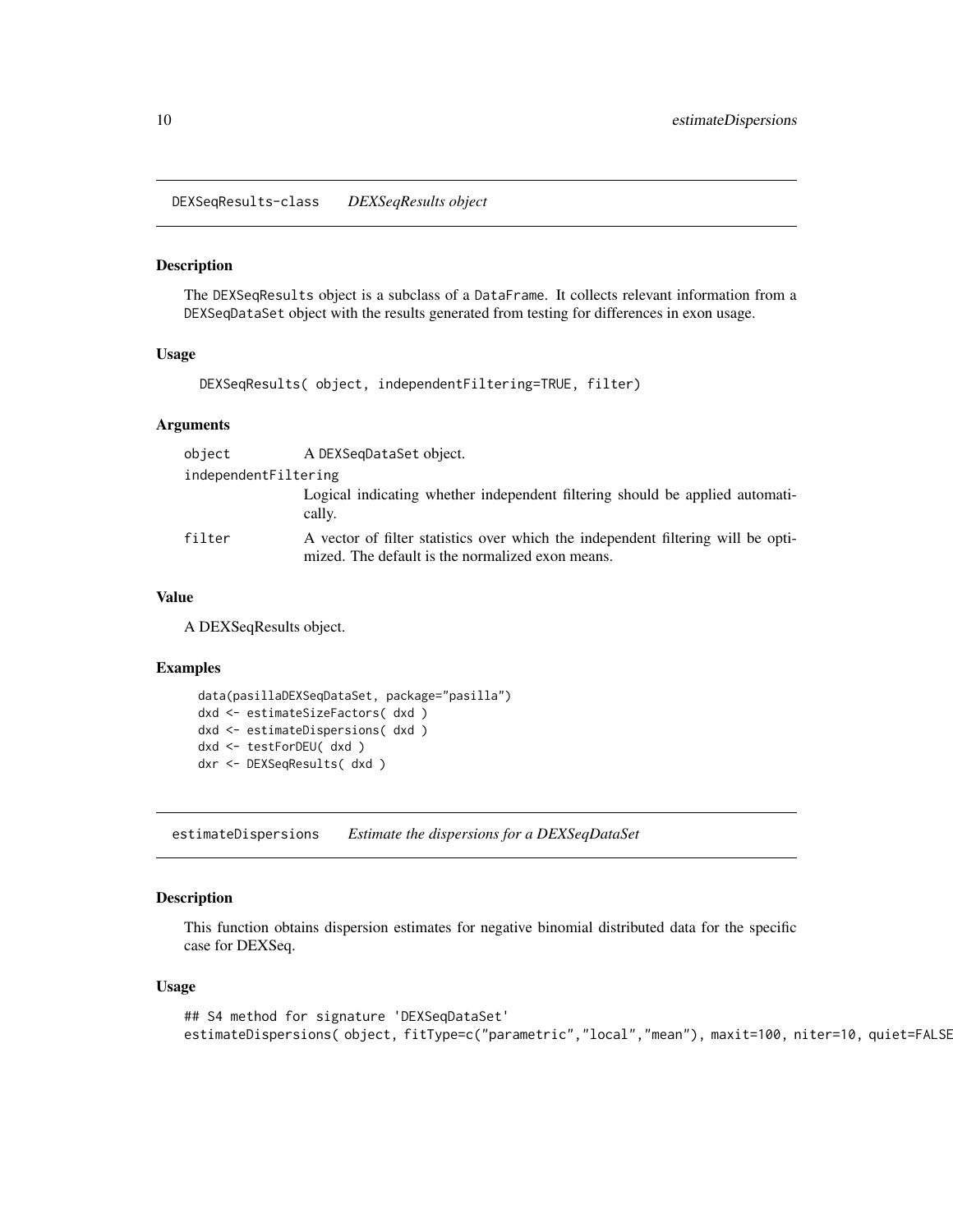## DEXSeqResults-class *DEXSeqResults object*

### Description

The DEXSeqResults object is a subclass of a DataFrame. It collects relevant information from a DEXSeqDataSet object with the results generated from testing for differences in exon usage.

### Usage

```
DEXSeqResults( object, independentFiltering=TRUE, filter)
```

### Arguments

| | |
|---|---|
| object | A DEXSeqDataSet object. |
| independentFiltering | Logical indicating whether independent filtering should be applied automatically. |
| filter | A vector of filter statistics over which the independent filtering will be optimized. The default is the normalized exon means. |

### Value

A DEXSeqResults object.

### Examples

```
data(pasillaDEXSeqDataSet, package="pasilla")
dxd <- estimateSizeFactors( dxd )
dxd <- estimateDispersions( dxd )
dxd <- testForDEU( dxd )
dxr <- DEXSeqResults( dxd )
```

## estimateDispersions *Estimate the dispersions for a DEXSeqDataSet*

### Description

This function obtains dispersion estimates for negative binomial distributed data for the specific case for DEXSeq.

### Usage

```
## S4 method for signature 'DEXSeqDataSet'
estimateDispersions( object, fitType=c("parametric","local","mean"), maxit=100, niter=10, quiet=FALSE
```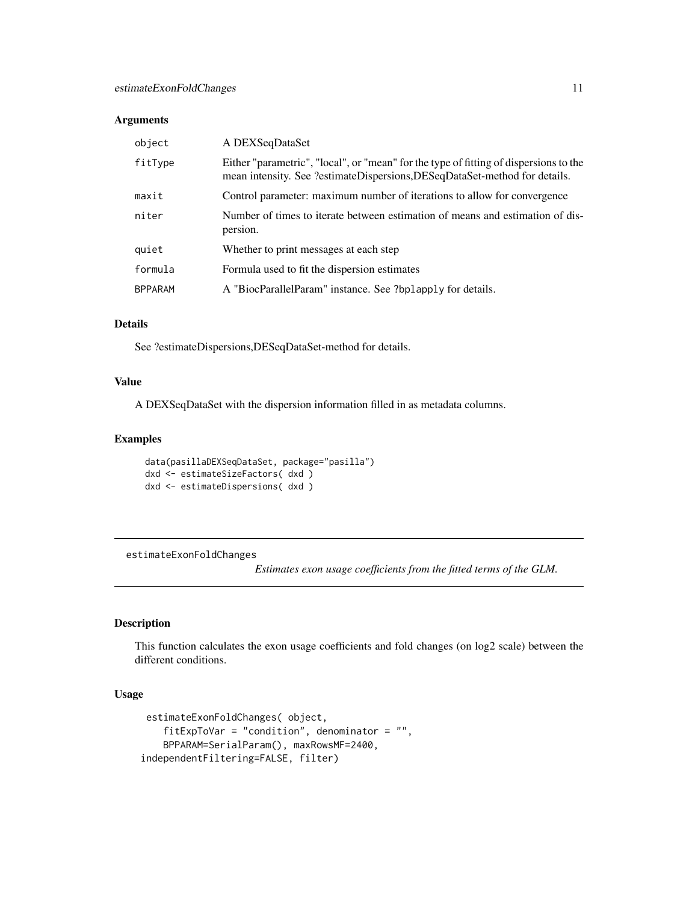### Arguments

| | |
|---|---|
| object | A DEXSeqDataSet |
| fitType | Either "parametric", "local", or "mean" for the type of fitting of dispersions to the mean intensity. See ?estimateDispersions,DESeqDataSet-method for details. |
| maxit | Control parameter: maximum number of iterations to allow for convergence |
| niter | Number of times to iterate between estimation of means and estimation of dispersion. |
| quiet | Whether to print messages at each step |
| formula | Formula used to fit the dispersion estimates |
| BPPARAM | A "BiocParallelParam" instance. See ?bplapply for details. |

### Details

See ?estimateDispersions,DESeqDataSet-method for details.

### Value

A DEXSeqDataSet with the dispersion information filled in as metadata columns.

### Examples

```
data(pasillaDEXSeqDataSet, package="pasilla")
dxd <- estimateSizeFactors( dxd )
dxd <- estimateDispersions( dxd )
```

---

## estimateExonFoldChanges

*Estimates exon usage coefficients from the fitted terms of the GLM.*

---

### Description

This function calculates the exon usage coefficients and fold changes (on log2 scale) between the different conditions.

### Usage

```
estimateExonFoldChanges( object,
   fitExpToVar = "condition", denominator = "",
   BPPARAM=SerialParam(), maxRowsMF=2400,
independentFiltering=FALSE, filter)
```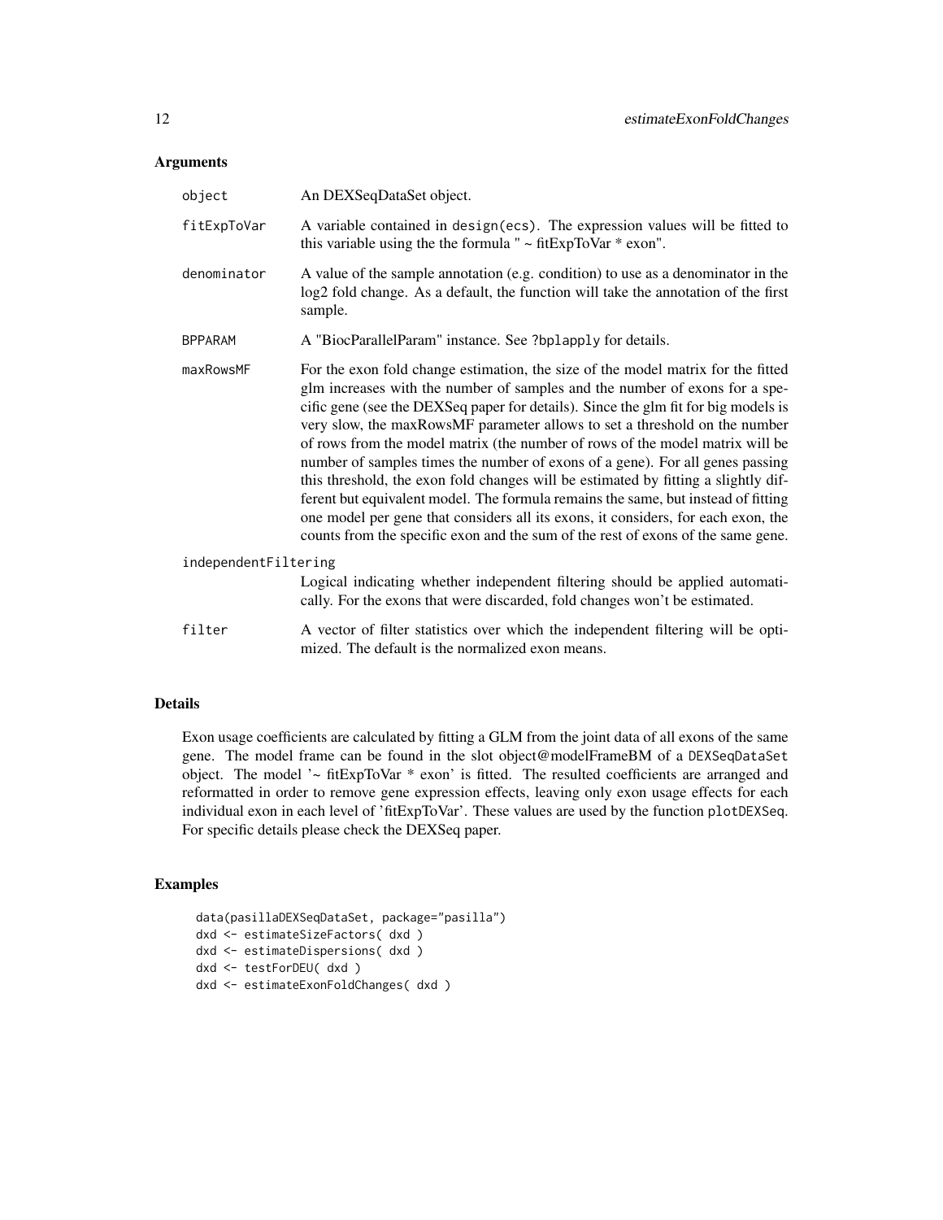## Arguments

object
: An DEXSeqDataSet object.

fitExpToVar
: A variable contained in `design(ecs)`. The expression values will be fitted to this variable using the the formula " ~ fitExpToVar * exon".

denominator
: A value of the sample annotation (e.g. condition) to use as a denominator in the log2 fold change. As a default, the function will take the annotation of the first sample.

BPPARAM
: A "BiocParallelParam" instance. See `?bplapply` for details.

maxRowsMF
: For the exon fold change estimation, the size of the model matrix for the fitted glm increases with the number of samples and the number of exons for a specific gene (see the DEXSeq paper for details). Since the glm fit for big models is very slow, the maxRowsMF parameter allows to set a threshold on the number of rows from the model matrix (the number of rows of the model matrix will be number of samples times the number of exons of a gene). For all genes passing this threshold, the exon fold changes will be estimated by fitting a slightly different but equivalent model. The formula remains the same, but instead of fitting one model per gene that considers all its exons, it considers, for each exon, the counts from the specific exon and the sum of the rest of exons of the same gene.

independentFiltering
: Logical indicating whether independent filtering should be applied automatically. For the exons that were discarded, fold changes won't be estimated.

filter
: A vector of filter statistics over which the independent filtering will be optimized. The default is the normalized exon means.

## Details

Exon usage coefficients are calculated by fitting a GLM from the joint data of all exons of the same gene. The model frame can be found in the slot object@modelFrameBM of a `DEXSeqDataSet` object. The model '~ fitExpToVar * exon' is fitted. The resulted coefficients are arranged and reformatted in order to remove gene expression effects, leaving only exon usage effects for each individual exon in each level of 'fitExpToVar'. These values are used by the function `plotDEXSeq`. For specific details please check the DEXSeq paper.

## Examples

```
data(pasillaDEXSeqDataSet, package="pasilla")
dxd <- estimateSizeFactors( dxd )
dxd <- estimateDispersions( dxd )
dxd <- testForDEU( dxd )
dxd <- estimateExonFoldChanges( dxd )
```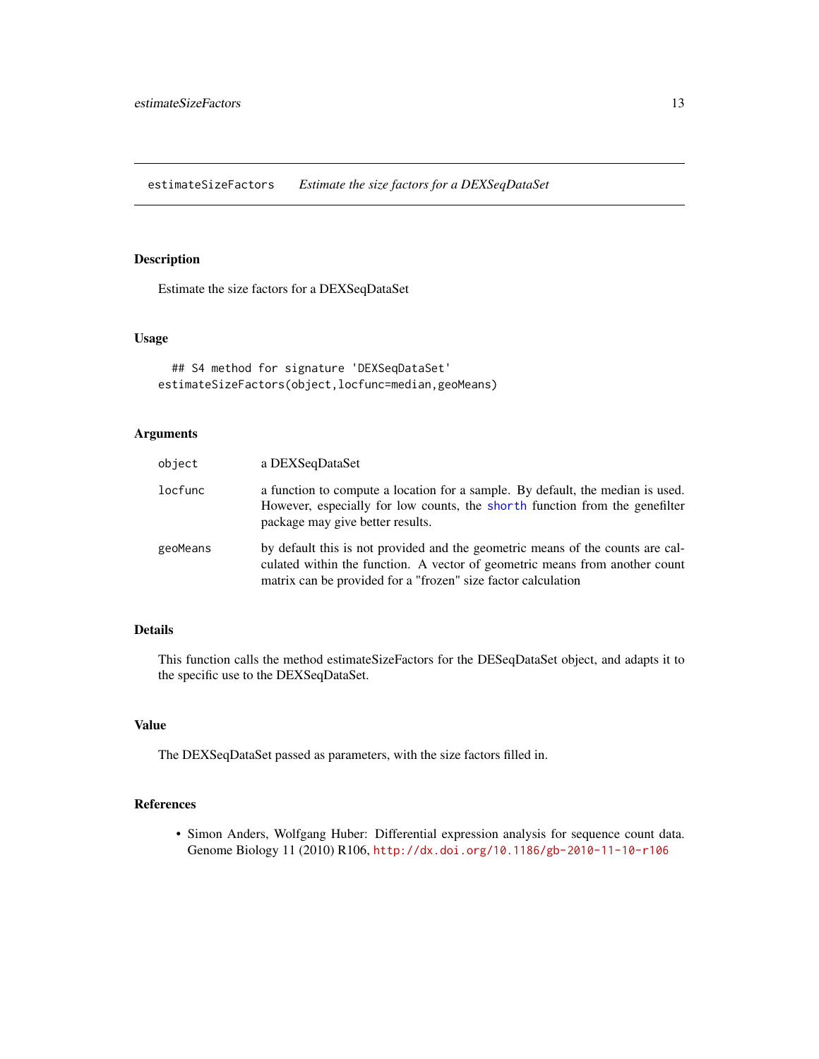# estimateSizeFactors *Estimate the size factors for a DEXSeqDataSet*

## Description

Estimate the size factors for a DEXSeqDataSet

## Usage

```
  ## S4 method for signature 'DEXSeqDataSet'
estimateSizeFactors(object,locfunc=median,geoMeans)
```

## Arguments

| | |
|---|---|
| object | a DEXSeqDataSet |
| locfunc | a function to compute a location for a sample. By default, the median is used. However, especially for low counts, the shorth function from the genefilter package may give better results. |
| geoMeans | by default this is not provided and the geometric means of the counts are calculated within the function. A vector of geometric means from another count matrix can be provided for a "frozen" size factor calculation |

## Details

This function calls the method estimateSizeFactors for the DESeqDataSet object, and adapts it to the specific use to the DEXSeqDataSet.

## Value

The DEXSeqDataSet passed as parameters, with the size factors filled in.

## References

- Simon Anders, Wolfgang Huber: Differential expression analysis for sequence count data. Genome Biology 11 (2010) R106, http://dx.doi.org/10.1186/gb-2010-11-10-r106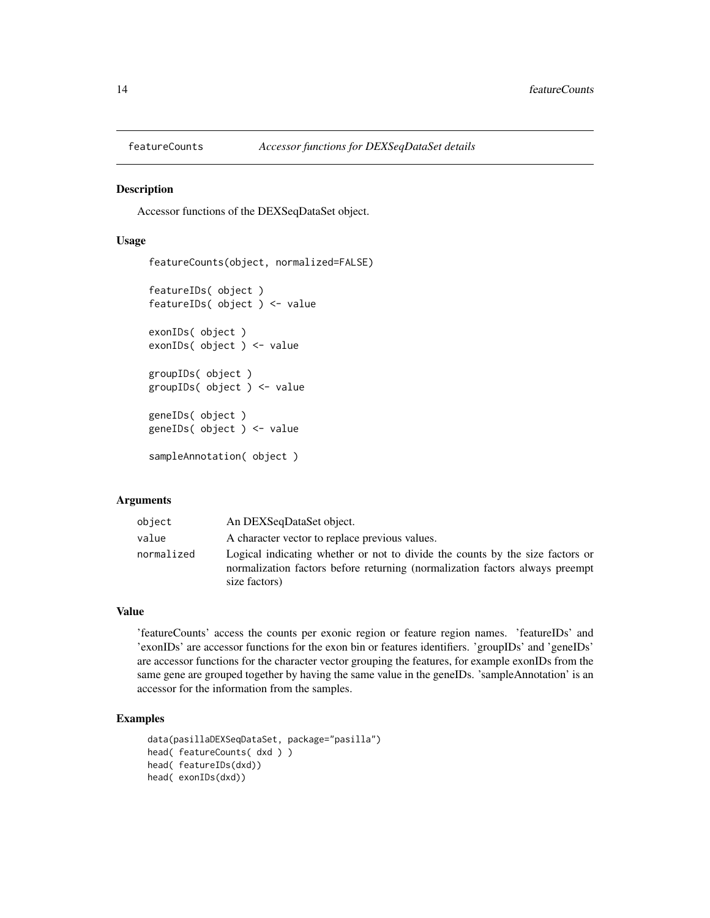# featureCounts — *Accessor functions for DEXSeqDataSet details*

## Description

Accessor functions of the DEXSeqDataSet object.

## Usage

```
featureCounts(object, normalized=FALSE)

featureIDs( object )
featureIDs( object ) <- value

exonIDs( object )
exonIDs( object ) <- value

groupIDs( object )
groupIDs( object ) <- value

geneIDs( object )
geneIDs( object ) <- value

sampleAnnotation( object )
```

## Arguments

| | |
|---|---|
| `object` | An DEXSeqDataSet object. |
| `value` | A character vector to replace previous values. |
| `normalized` | Logical indicating whether or not to divide the counts by the size factors or normalization factors before returning (normalization factors always preempt size factors) |

## Value

'featureCounts' access the counts per exonic region or feature region names. 'featureIDs' and 'exonIDs' are accessor functions for the exon bin or features identifiers. 'groupIDs' and 'geneIDs' are accessor functions for the character vector grouping the features, for example exonIDs from the same gene are grouped together by having the same value in the geneIDs. 'sampleAnnotation' is an accessor for the information from the samples.

## Examples

```
data(pasillaDEXSeqDataSet, package="pasilla")
head( featureCounts( dxd ) )
head( featureIDs(dxd))
head( exonIDs(dxd))
```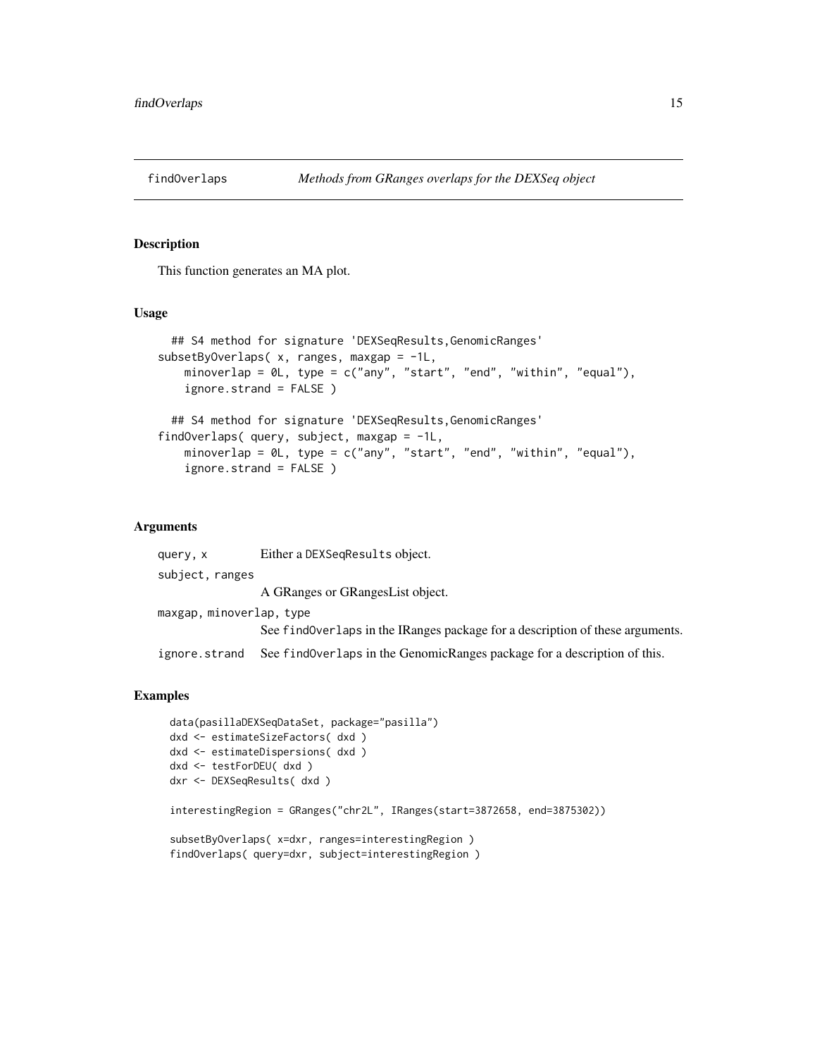findOverlaps *Methods from GRanges overlaps for the DEXSeq object*

## Description

This function generates an MA plot.

## Usage

```
  ## S4 method for signature 'DEXSeqResults,GenomicRanges'
subsetByOverlaps( x, ranges, maxgap = -1L,
    minoverlap = 0L, type = c("any", "start", "end", "within", "equal"),
    ignore.strand = FALSE )

  ## S4 method for signature 'DEXSeqResults,GenomicRanges'
findOverlaps( query, subject, maxgap = -1L,
    minoverlap = 0L, type = c("any", "start", "end", "within", "equal"),
    ignore.strand = FALSE )
```

## Arguments

| | |
|---|---|
| query, x | Either a DEXSeqResults object. |
| subject, ranges | A GRanges or GRangesList object. |
| maxgap, minoverlap, type | See findOverlaps in the IRanges package for a description of these arguments. |
| ignore.strand | See findOverlaps in the GenomicRanges package for a description of this. |

## Examples

```
data(pasillaDEXSeqDataSet, package="pasilla")
dxd <- estimateSizeFactors( dxd )
dxd <- estimateDispersions( dxd )
dxd <- testForDEU( dxd )
dxr <- DEXSeqResults( dxd )

interestingRegion = GRanges("chr2L", IRanges(start=3872658, end=3875302))

subsetByOverlaps( x=dxr, ranges=interestingRegion )
findOverlaps( query=dxr, subject=interestingRegion )
```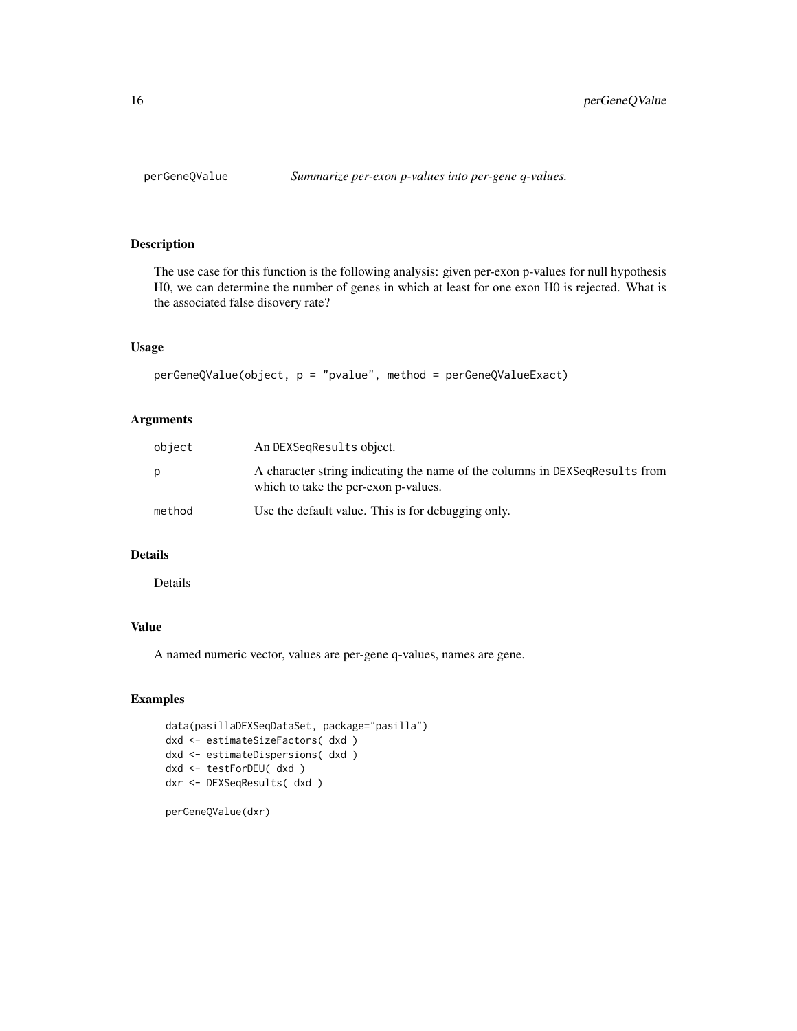## perGeneQValue    *Summarize per-exon p-values into per-gene q-values.*

### Description

The use case for this function is the following analysis: given per-exon p-values for null hypothesis H0, we can determine the number of genes in which at least for one exon H0 is rejected. What is the associated false disovery rate?

### Usage

```
perGeneQValue(object, p = "pvalue", method = perGeneQValueExact)
```

### Arguments

| | |
|---|---|
| object | An DEXSeqResults object. |
| p | A character string indicating the name of the columns in DEXSeqResults from which to take the per-exon p-values. |
| method | Use the default value. This is for debugging only. |

### Details

Details

### Value

A named numeric vector, values are per-gene q-values, names are gene.

### Examples

```
data(pasillaDEXSeqDataSet, package="pasilla")
dxd <- estimateSizeFactors( dxd )
dxd <- estimateDispersions( dxd )
dxd <- testForDEU( dxd )
dxr <- DEXSeqResults( dxd )

perGeneQValue(dxr)
```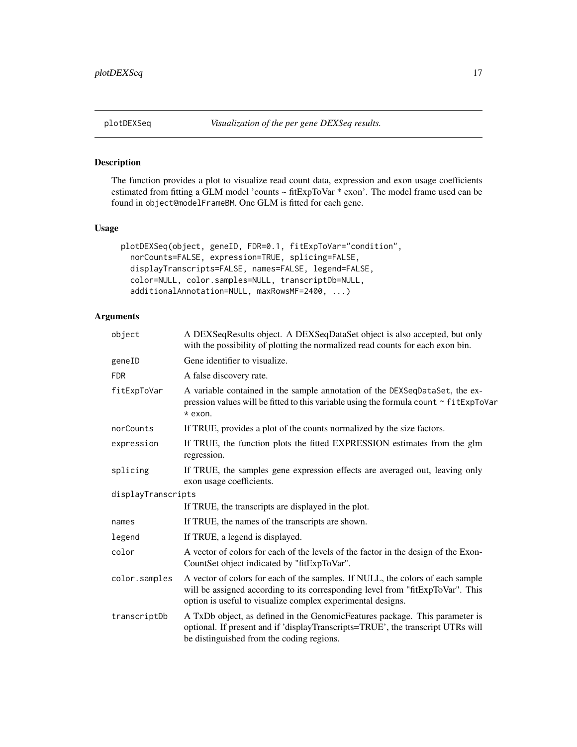plotDEXSeq *Visualization of the per gene DEXSeq results.*

## Description

The function provides a plot to visualize read count data, expression and exon usage coefficients estimated from fitting a GLM model 'counts ~ fitExpToVar * exon'. The model frame used can be found in `object@modelFrameBM`. One GLM is fitted for each gene.

## Usage

```
plotDEXSeq(object, geneID, FDR=0.1, fitExpToVar="condition",
  norCounts=FALSE, expression=TRUE, splicing=FALSE,
  displayTranscripts=FALSE, names=FALSE, legend=FALSE,
  color=NULL, color.samples=NULL, transcriptDb=NULL,
  additionalAnnotation=NULL, maxRowsMF=2400, ...)
```

## Arguments

| | |
|---|---|
| `object` | A DEXSeqResults object. A DEXSeqDataSet object is also accepted, but only with the possibility of plotting the normalized read counts for each exon bin. |
| `geneID` | Gene identifier to visualize. |
| `FDR` | A false discovery rate. |
| `fitExpToVar` | A variable contained in the sample annotation of the `DEXSeqDataSet`, the expression values will be fitted to this variable using the formula `count ~ fitExpToVar * exon`. |
| `norCounts` | If TRUE, provides a plot of the counts normalized by the size factors. |
| `expression` | If TRUE, the function plots the fitted EXPRESSION estimates from the glm regression. |
| `splicing` | If TRUE, the samples gene expression effects are averaged out, leaving only exon usage coefficients. |
| `displayTranscripts` | If TRUE, the transcripts are displayed in the plot. |
| `names` | If TRUE, the names of the transcripts are shown. |
| `legend` | If TRUE, a legend is displayed. |
| `color` | A vector of colors for each of the levels of the factor in the design of the ExonCountSet object indicated by "fitExpToVar". |
| `color.samples` | A vector of colors for each of the samples. If NULL, the colors of each sample will be assigned according to its corresponding level from "fitExpToVar". This option is useful to visualize complex experimental designs. |
| `transcriptDb` | A TxDb object, as defined in the GenomicFeatures package. This parameter is optional. If present and if 'displayTranscripts=TRUE', the transcript UTRs will be distinguished from the coding regions. |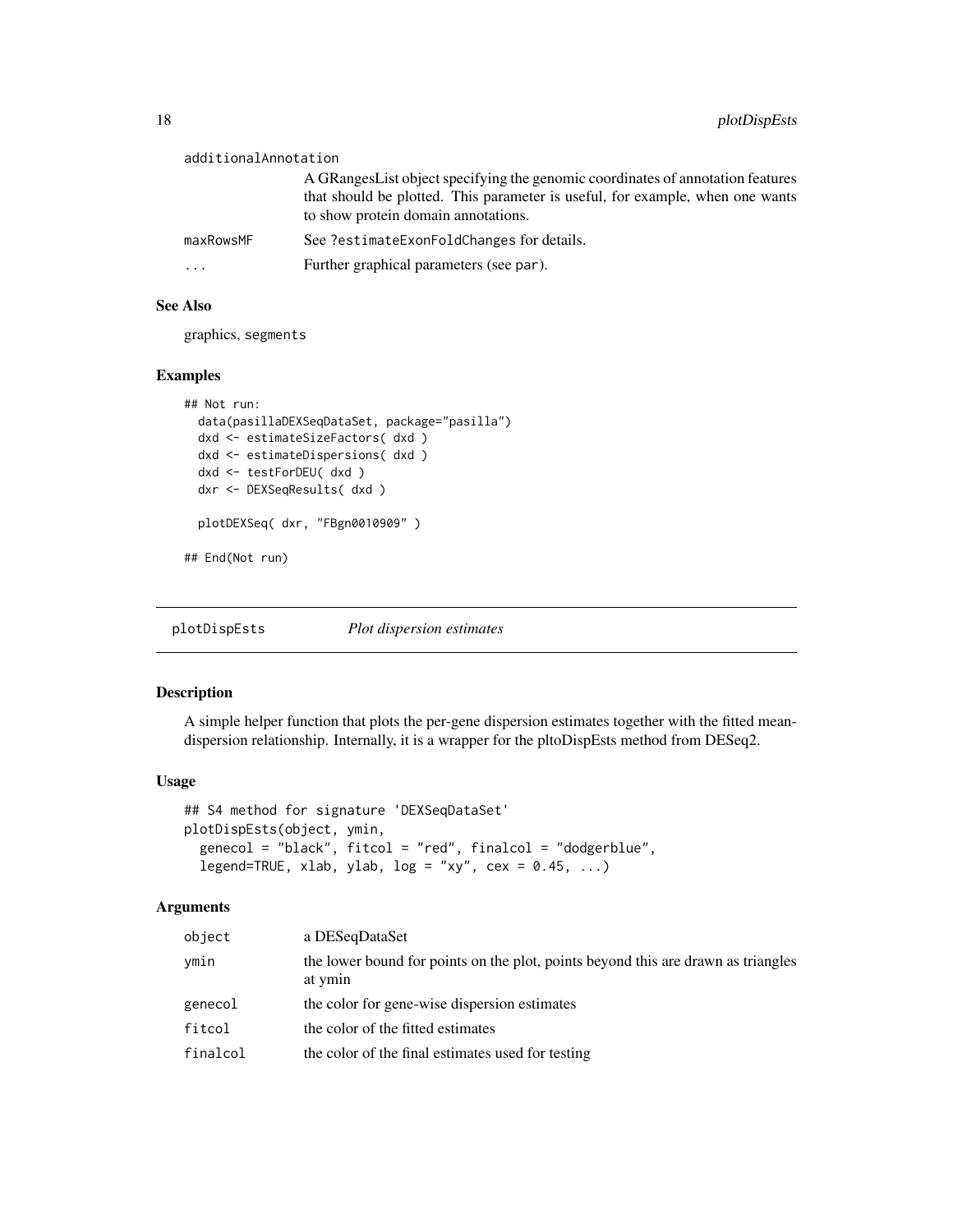additionalAnnotation

A GRangesList object specifying the genomic coordinates of annotation features that should be plotted. This parameter is useful, for example, when one wants to show protein domain annotations.

maxRowsMF
See ?estimateExonFoldChanges for details.

...
Further graphical parameters (see par).

### See Also

graphics, segments

### Examples

```
## Not run:
  data(pasillaDEXSeqDataSet, package="pasilla")
  dxd <- estimateSizeFactors( dxd )
  dxd <- estimateDispersions( dxd )
  dxd <- testForDEU( dxd )
  dxr <- DEXSeqResults( dxd )

  plotDEXSeq( dxr, "FBgn0010909" )

## End(Not run)
```

---

## plotDispEsts *Plot dispersion estimates*

### Description

A simple helper function that plots the per-gene dispersion estimates together with the fitted mean-dispersion relationship. Internally, it is a wrapper for the pltoDispEsts method from DESeq2.

### Usage

```
## S4 method for signature 'DEXSeqDataSet'
plotDispEsts(object, ymin,
  genecol = "black", fitcol = "red", finalcol = "dodgerblue",
  legend=TRUE, xlab, ylab, log = "xy", cex = 0.45, ...)
```

### Arguments

| | |
|---|---|
| object | a DESeqDataSet |
| ymin | the lower bound for points on the plot, points beyond this are drawn as triangles at ymin |
| genecol | the color for gene-wise dispersion estimates |
| fitcol | the color of the fitted estimates |
| finalcol | the color of the final estimates used for testing |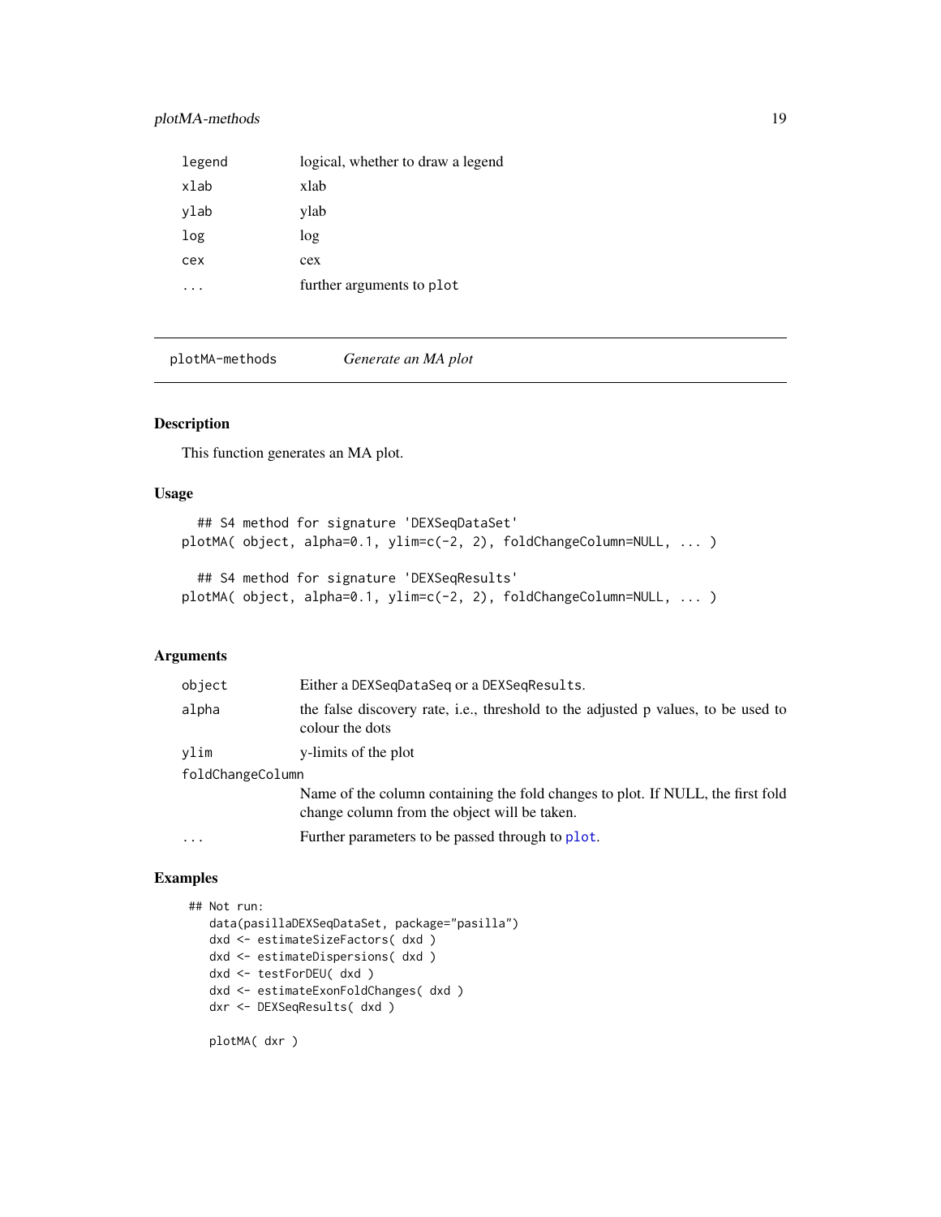| | |
|---|---|
| legend | logical, whether to draw a legend |
| xlab | xlab |
| ylab | ylab |
| log | log |
| cex | cex |
| ... | further arguments to plot |

---

## plotMA-methods — *Generate an MA plot*

### Description

This function generates an MA plot.

### Usage

```
  ## S4 method for signature 'DEXSeqDataSet'
plotMA( object, alpha=0.1, ylim=c(-2, 2), foldChangeColumn=NULL, ... )

  ## S4 method for signature 'DEXSeqResults'
plotMA( object, alpha=0.1, ylim=c(-2, 2), foldChangeColumn=NULL, ... )
```

### Arguments

| | |
|---|---|
| object | Either a DEXSeqDataSeq or a DEXSeqResults. |
| alpha | the false discovery rate, i.e., threshold to the adjusted p values, to be used to colour the dots |
| ylim | y-limits of the plot |
| foldChangeColumn | Name of the column containing the fold changes to plot. If NULL, the first fold change column from the object will be taken. |
| ... | Further parameters to be passed through to plot. |

### Examples

```
 ## Not run:
   data(pasillaDEXSeqDataSet, package="pasilla")
   dxd <- estimateSizeFactors( dxd )
   dxd <- estimateDispersions( dxd )
   dxd <- testForDEU( dxd )
   dxd <- estimateExonFoldChanges( dxd )
   dxr <- DEXSeqResults( dxd )

   plotMA( dxr )
```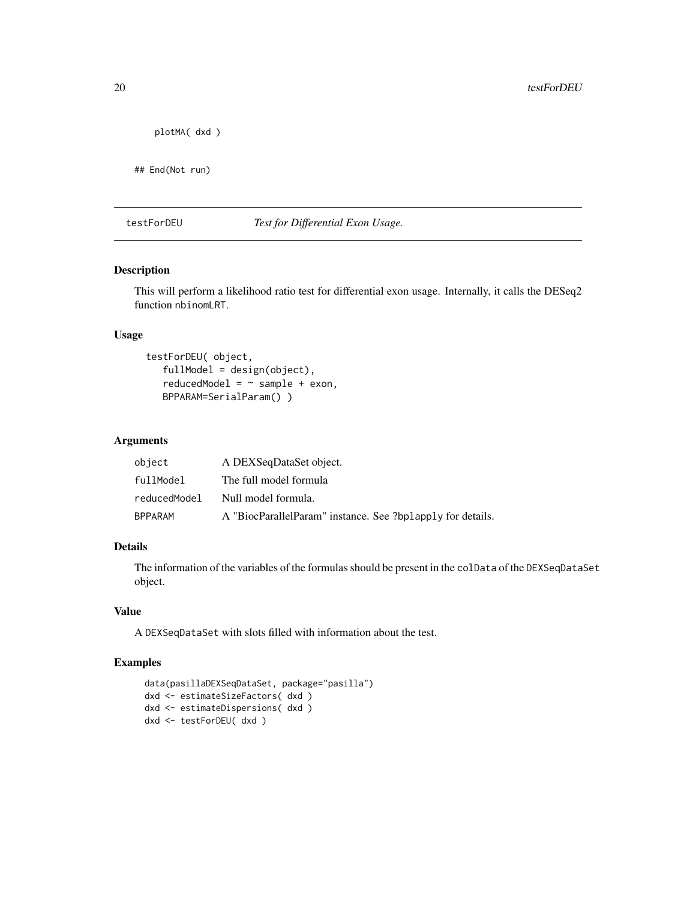```
    plotMA( dxd )

## End(Not run)
```

---

## testForDEU *Test for Differential Exon Usage.*

---

### Description

This will perform a likelihood ratio test for differential exon usage. Internally, it calls the DESeq2 function nbinomLRT.

### Usage

```
testForDEU( object,
   fullModel = design(object),
   reducedModel = ~ sample + exon,
   BPPARAM=SerialParam() )
```

### Arguments

| | |
|---|---|
| object | A DEXSeqDataSet object. |
| fullModel | The full model formula |
| reducedModel | Null model formula. |
| BPPARAM | A "BiocParallelParam" instance. See ?bplapply for details. |

### Details

The information of the variables of the formulas should be present in the colData of the DEXSeqDataSet object.

### Value

A DEXSeqDataSet with slots filled with information about the test.

### Examples

```
data(pasillaDEXSeqDataSet, package="pasilla")
dxd <- estimateSizeFactors( dxd )
dxd <- estimateDispersions( dxd )
dxd <- testForDEU( dxd )
```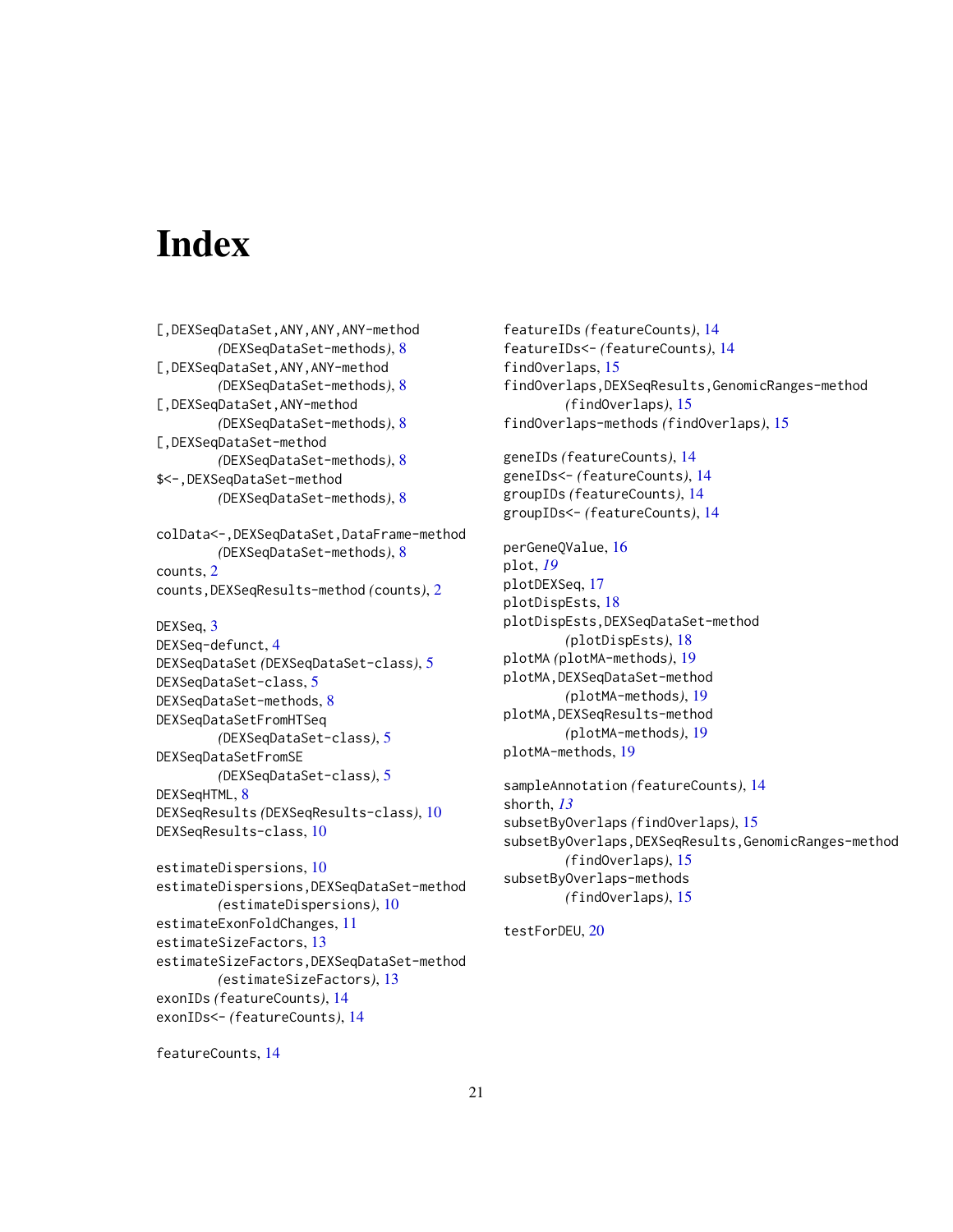# Index

[,DEXSeqDataSet,ANY,ANY,ANY-method (DEXSeqDataSet-methods), 8
[,DEXSeqDataSet,ANY,ANY-method (DEXSeqDataSet-methods), 8
[,DEXSeqDataSet,ANY-method (DEXSeqDataSet-methods), 8
[,DEXSeqDataSet-method (DEXSeqDataSet-methods), 8
$<-,DEXSeqDataSet-method (DEXSeqDataSet-methods), 8

colData<-,DEXSeqDataSet,DataFrame-method (DEXSeqDataSet-methods), 8
counts, 2
counts,DEXSeqResults-method (counts), 2

DEXSeq, 3
DEXSeq-defunct, 4
DEXSeqDataSet (DEXSeqDataSet-class), 5
DEXSeqDataSet-class, 5
DEXSeqDataSet-methods, 8
DEXSeqDataSetFromHTSeq (DEXSeqDataSet-class), 5
DEXSeqDataSetFromSE (DEXSeqDataSet-class), 5
DEXSeqHTML, 8
DEXSeqResults (DEXSeqResults-class), 10
DEXSeqResults-class, 10

estimateDispersions, 10
estimateDispersions,DEXSeqDataSet-method (estimateDispersions), 10
estimateExonFoldChanges, 11
estimateSizeFactors, 13
estimateSizeFactors,DEXSeqDataSet-method (estimateSizeFactors), 13
exonIDs (featureCounts), 14
exonIDs<- (featureCounts), 14

featureCounts, 14
featureIDs (featureCounts), 14
featureIDs<- (featureCounts), 14
findOverlaps, 15
findOverlaps,DEXSeqResults,GenomicRanges-method (findOverlaps), 15
findOverlaps-methods (findOverlaps), 15

geneIDs (featureCounts), 14
geneIDs<- (featureCounts), 14
groupIDs (featureCounts), 14
groupIDs<- (featureCounts), 14

perGeneQValue, 16
plot, *19*
plotDEXSeq, 17
plotDispEsts, 18
plotDispEsts,DEXSeqDataSet-method (plotDispEsts), 18
plotMA (plotMA-methods), 19
plotMA,DEXSeqDataSet-method (plotMA-methods), 19
plotMA,DEXSeqResults-method (plotMA-methods), 19
plotMA-methods, 19

sampleAnnotation (featureCounts), 14
shorth, *13*
subsetByOverlaps (findOverlaps), 15
subsetByOverlaps,DEXSeqResults,GenomicRanges-method (findOverlaps), 15
subsetByOverlaps-methods (findOverlaps), 15

testForDEU, 20